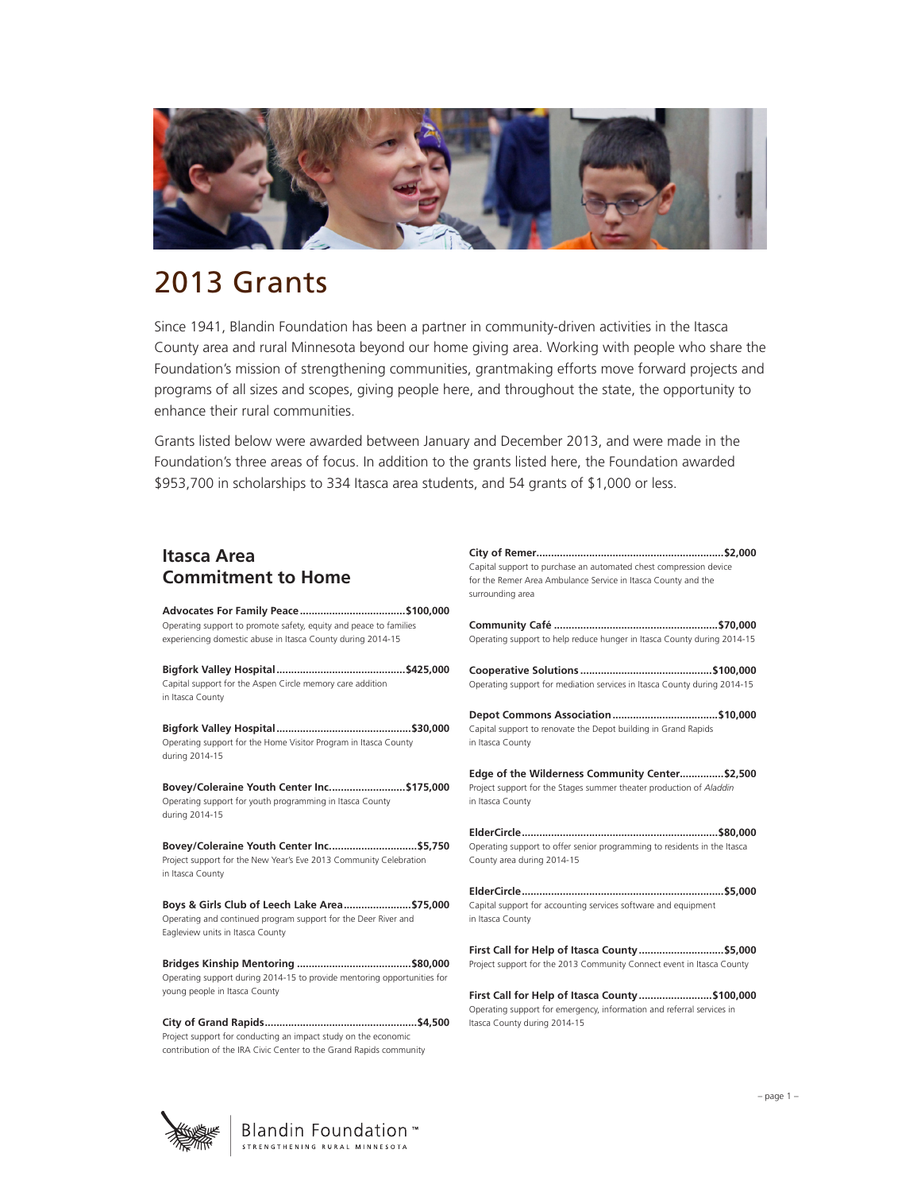# 2013 Grants

Since 1941, Blandin Foundation has been a partner in community-driven activities in the Itasca County area and rural Minnesota beyond our home giving area. Working with people who share the Foundation's mission of strengthening communities, grantmaking efforts move forward projects and programs of all sizes and scopes, giving people here, and throughout the state, the opportunity to enhance their rural communities.

Grants listed below were awarded between January and December 2013, and were made in the Foundation's three areas of focus. In addition to the grants listed here, the Foundation awarded $953,700 in scholarships to 334 Itasca area students, and 54 grants of $1,000 or less.

## Itasca Area Commitment to Home

**Advocates For Family Peace....................................$100,000**
Operating support to promote safety, equity and peace to families experiencing domestic abuse in Itasca County during 2014-15

**Bigfork Valley Hospital...........................................$425,000**
Capital support for the Aspen Circle memory care addition in Itasca County

**Bigfork Valley Hospital.............................................$30,000**
Operating support for the Home Visitor Program in Itasca County during 2014-15

**Bovey/Coleraine Youth Center Inc..........................$175,000**
Operating support for youth programming in Itasca County during 2014-15

**Bovey/Coleraine Youth Center Inc.............................$5,750**
Project support for the New Year's Eve 2013 Community Celebration in Itasca County

**Boys & Girls Club of Leech Lake Area.......................$75,000**
Operating and continued program support for the Deer River and Eagleview units in Itasca County

**Bridges Kinship Mentoring .......................................$80,000**
Operating support during 2014-15 to provide mentoring opportunities for young people in Itasca County

**City of Grand Rapids...................................................$4,500**
Project support for conducting an impact study on the economic contribution of the IRA Civic Center to the Grand Rapids community

**City of Remer...............................................................$2,000**
Capital support to purchase an automated chest compression device for the Remer Area Ambulance Service in Itasca County and the surrounding area

**Community Café .......................................................$70,000**
Operating support to help reduce hunger in Itasca County during 2014-15

**Cooperative Solutions ............................................$100,000**
Operating support for mediation services in Itasca County during 2014-15

**Depot Commons Association....................................$10,000**
Capital support to renovate the Depot building in Grand Rapids in Itasca County

**Edge of the Wilderness Community Center...............$2,500**
Project support for the Stages summer theater production of *Aladdin* in Itasca County

**ElderCircle..................................................................$80,000**
Operating support to offer senior programming to residents in the Itasca County area during 2014-15

**ElderCircle....................................................................$5,000**
Capital support for accounting services software and equipment in Itasca County

**First Call for Help of Itasca County.............................$5,000**
Project support for the 2013 Community Connect event in Itasca County

**First Call for Help of Itasca County.........................$100,000**
Operating support for emergency, information and referral services in Itasca County during 2014-15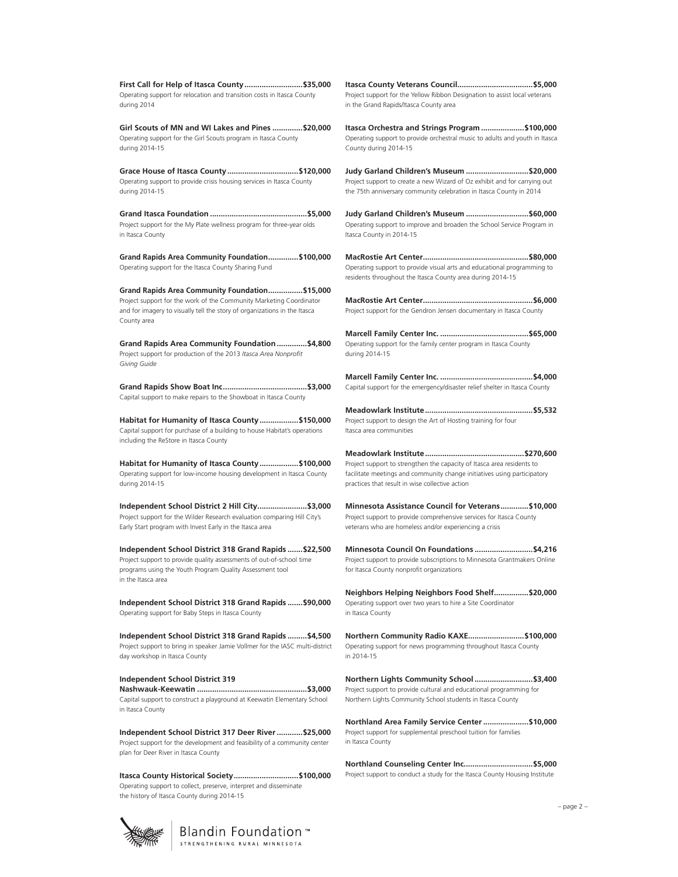**First Call for Help of Itasca County...........................$35,000**
Operating support for relocation and transition costs in Itasca County during 2014

**Girl Scouts of MN and WI Lakes and Pines ..............$20,000**
Operating support for the Girl Scouts program in Itasca County during 2014-15

**Grace House of Itasca County .................................$120,000**
Operating support to provide crisis housing services in Itasca County during 2014-15

**Grand Itasca Foundation ............................................$5,000**
Project support for the My Plate wellness program for three-year olds in Itasca County

**Grand Rapids Area Community Foundation..............$100,000**
Operating support for the Itasca County Sharing Fund

**Grand Rapids Area Community Foundation................$15,000**
Project support for the work of the Community Marketing Coordinator and for imagery to visually tell the story of organizations in the Itasca County area

**Grand Rapids Area Community Foundation ..............$4,800**
Project support for production of the 2013 *Itasca Area Nonprofit Giving Guide*

**Grand Rapids Show Boat Inc.......................................$3,000**
Capital support to make repairs to the Showboat in Itasca County

**Habitat for Humanity of Itasca County ..................$150,000**
Capital support for purchase of a building to house Habitat's operations including the ReStore in Itasca County

**Habitat for Humanity of Itasca County ..................$100,000**
Operating support for low-income housing development in Itasca County during 2014-15

**Independent School District 2 Hill City.......................$3,000**
Project support for the Wilder Research evaluation comparing Hill City's Early Start program with Invest Early in the Itasca area

**Independent School District 318 Grand Rapids .......$22,500**
Project support to provide quality assessments of out-of-school time programs using the Youth Program Quality Assessment tool in the Itasca area

**Independent School District 318 Grand Rapids .......$90,000**
Operating support for Baby Steps in Itasca County

**Independent School District 318 Grand Rapids .........$4,500**
Project support to bring in speaker Jamie Vollmer for the IASC multi-district day workshop in Itasca County

**Independent School District 319 Nashwauk-Keewatin ...................................................$3,000**
Capital support to construct a playground at Keewatin Elementary School in Itasca County

**Independent School District 317 Deer River ............$25,000**
Project support for the development and feasibility of a community center plan for Deer River in Itasca County

**Itasca County Historical Society..............................$100,000**
Operating support to collect, preserve, interpret and disseminate the history of Itasca County during 2014-15

**Itasca County Veterans Council...................................$5,000**
Project support for the Yellow Ribbon Designation to assist local veterans in the Grand Rapids/Itasca County area

**Itasca Orchestra and Strings Program ....................$100,000**
Operating support to provide orchestral music to adults and youth in Itasca County during 2014-15

**Judy Garland Children's Museum .............................$20,000**
Project support to create a new Wizard of Oz exhibit and for carrying out the 75th anniversary community celebration in Itasca County in 2014

**Judy Garland Children's Museum .............................$60,000**
Operating support to improve and broaden the School Service Program in Itasca County in 2014-15

**MacRostie Art Center.................................................$80,000**
Operating support to provide visual arts and educational programming to residents throughout the Itasca County area during 2014-15

**MacRostie Art Center...................................................$6,000**
Project support for the Gendron Jensen documentary in Itasca County

**Marcell Family Center Inc. .........................................$65,000**
Operating support for the family center program in Itasca County during 2014-15

**Marcell Family Center Inc. ...........................................$4,000**
Capital support for the emergency/disaster relief shelter in Itasca County

**Meadowlark Institute..................................................$5,532**
Project support to design the Art of Hosting training for four Itasca area communities

**Meadowlark Institute..............................................$270,600**
Project support to strengthen the capacity of Itasca area residents to facilitate meetings and community change initiatives using participatory practices that result in wise collective action

**Minnesota Assistance Council for Veterans.............$10,000**
Project support to provide comprehensive services for Itasca County veterans who are homeless and/or experiencing a crisis

**Minnesota Council On Foundations ...........................$4,216**
Project support to provide subscriptions to Minnesota Grantmakers Online for Itasca County nonprofit organizations

**Neighbors Helping Neighbors Food Shelf................$20,000**
Operating support over two years to hire a Site Coordinator in Itasca County

**Northern Community Radio KAXE..........................$100,000**
Operating support for news programming throughout Itasca County in 2014-15

**Northern Lights Community School ...........................$3,400**
Project support to provide cultural and educational programming for Northern Lights Community School students in Itasca County

**Northland Area Family Service Center .....................$10,000**
Project support for supplemental preschool tuition for families in Itasca County

**Northland Counseling Center Inc................................$5,000**
Project support to conduct a study for the Itasca County Housing Institute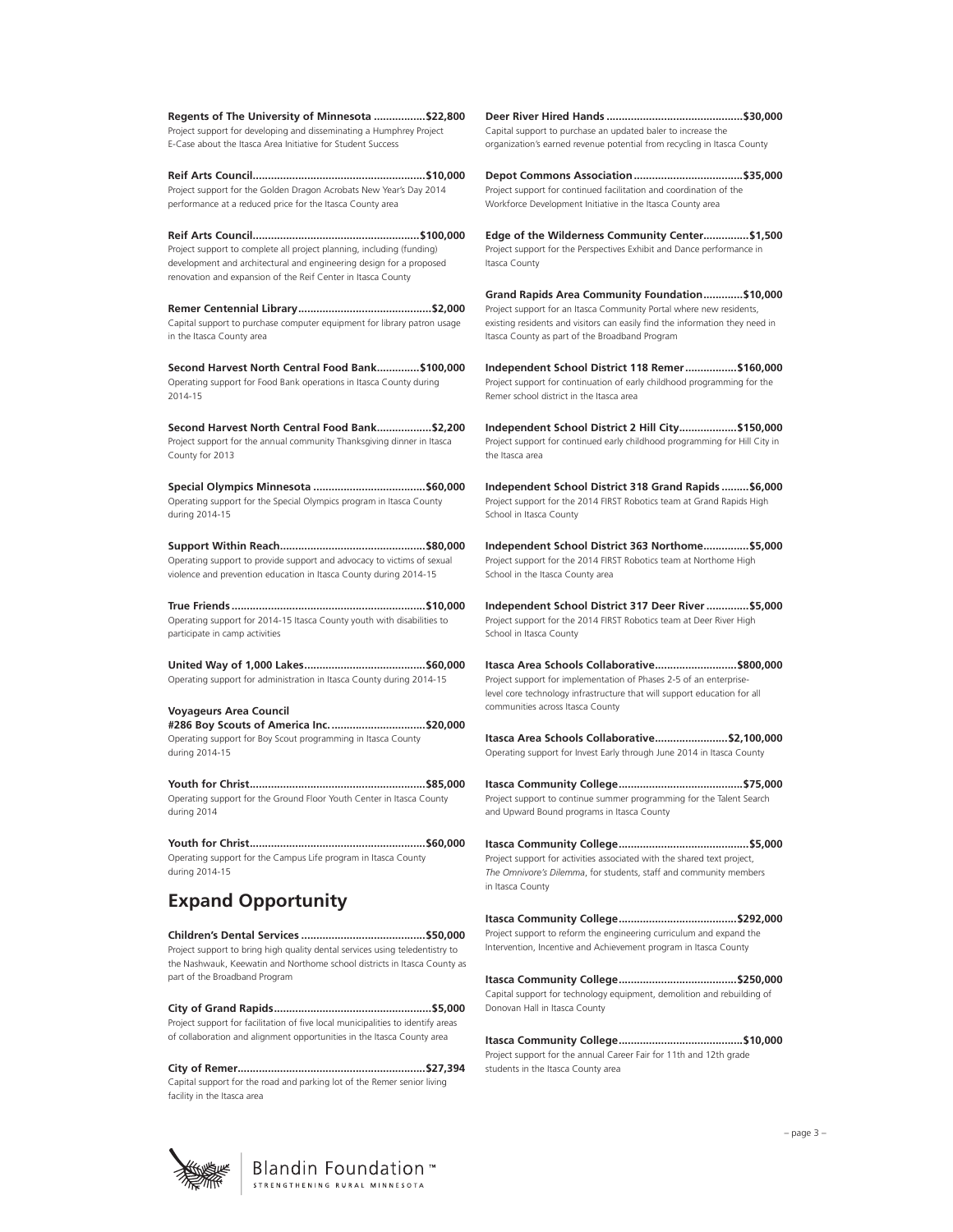**Regents of The University of Minnesota ................$22,800**
Project support for developing and disseminating a Humphrey Project E-Case about the Itasca Area Initiative for Student Success

**Reif Arts Council.......................................................$10,000**
Project support for the Golden Dragon Acrobats New Year's Day 2014 performance at a reduced price for the Itasca County area

**Reif Arts Council.....................................................$100,000**
Project support to complete all project planning, including (funding) development and architectural and engineering design for a proposed renovation and expansion of the Reif Center in Itasca County

**Remer Centennial Library..........................................$2,000**
Capital support to purchase computer equipment for library patron usage in the Itasca County area

**Second Harvest North Central Food Bank..............$100,000**
Operating support for Food Bank operations in Itasca County during 2014-15

**Second Harvest North Central Food Bank..................$2,200**
Project support for the annual community Thanksgiving dinner in Itasca County for 2013

**Special Olympics Minnesota ....................................$60,000**
Operating support for the Special Olympics program in Itasca County during 2014-15

**Support Within Reach...............................................$80,000**
Operating support to provide support and advocacy to victims of sexual violence and prevention education in Itasca County during 2014-15

**True Friends..............................................................$10,000**
Operating support for 2014-15 Itasca County youth with disabilities to participate in camp activities

**United Way of 1,000 Lakes.......................................$60,000**
Operating support for administration in Itasca County during 2014-15

**Voyageurs Area Council #286 Boy Scouts of America Inc. ..............................$20,000**
Operating support for Boy Scout programming in Itasca County during 2014-15

**Youth for Christ.........................................................$85,000**
Operating support for the Ground Floor Youth Center in Itasca County during 2014

**Youth for Christ.........................................................$60,000**
Operating support for the Campus Life program in Itasca County during 2014-15

## Expand Opportunity

**Children's Dental Services ........................................$50,000**
Project support to bring high quality dental services using teledentistry to the Nashwauk, Keewatin and Northome school districts in Itasca County as part of the Broadband Program

**City of Grand Rapids...................................................$5,000**
Project support for facilitation of five local municipalities to identify areas of collaboration and alignment opportunities in the Itasca County area

**City of Remer............................................................$27,394**
Capital support for the road and parking lot of the Remer senior living facility in the Itasca area

**Deer River Hired Hands ............................................$30,000**
Capital support to purchase an updated baler to increase the organization's earned revenue potential from recycling in Itasca County

**Depot Commons Association...................................$35,000**
Project support for continued facilitation and coordination of the Workforce Development Initiative in the Itasca County area

**Edge of the Wilderness Community Center...............$1,500**
Project support for the Perspectives Exhibit and Dance performance in Itasca County

**Grand Rapids Area Community Foundation.............$10,000**
Project support for an Itasca Community Portal where new residents, existing residents and visitors can easily find the information they need in Itasca County as part of the Broadband Program

**Independent School District 118 Remer.................$160,000**
Project support for continuation of early childhood programming for the Remer school district in the Itasca area

**Independent School District 2 Hill City...................$150,000**
Project support for continued early childhood programming for Hill City in the Itasca area

**Independent School District 318 Grand Rapids .........$6,000**
Project support for the 2014 FIRST Robotics team at Grand Rapids High School in Itasca County

**Independent School District 363 Northome...............$5,000**
Project support for the 2014 FIRST Robotics team at Northome High School in the Itasca County area

**Independent School District 317 Deer River ..............$5,000**
Project support for the 2014 FIRST Robotics team at Deer River High School in Itasca County

**Itasca Area Schools Collaborative..........................$800,000**
Project support for implementation of Phases 2-5 of an enterprise-level core technology infrastructure that will support education for all communities across Itasca County

**Itasca Area Schools Collaborative.......................$2,100,000**
Operating support for Invest Early through June 2014 in Itasca County

**Itasca Community College........................................$75,000**
Project support to continue summer programming for the Talent Search and Upward Bound programs in Itasca County

**Itasca Community College..........................................$5,000**
Project support for activities associated with the shared text project, *The Omnivore's Dilemma*, for students, staff and community members in Itasca County

**Itasca Community College......................................$292,000**
Project support to reform the engineering curriculum and expand the Intervention, Incentive and Achievement program in Itasca County

**Itasca Community College......................................$250,000**
Capital support for technology equipment, demolition and rebuilding of Donovan Hall in Itasca County

**Itasca Community College........................................$10,000**
Project support for the annual Career Fair for 11th and 12th grade students in the Itasca County area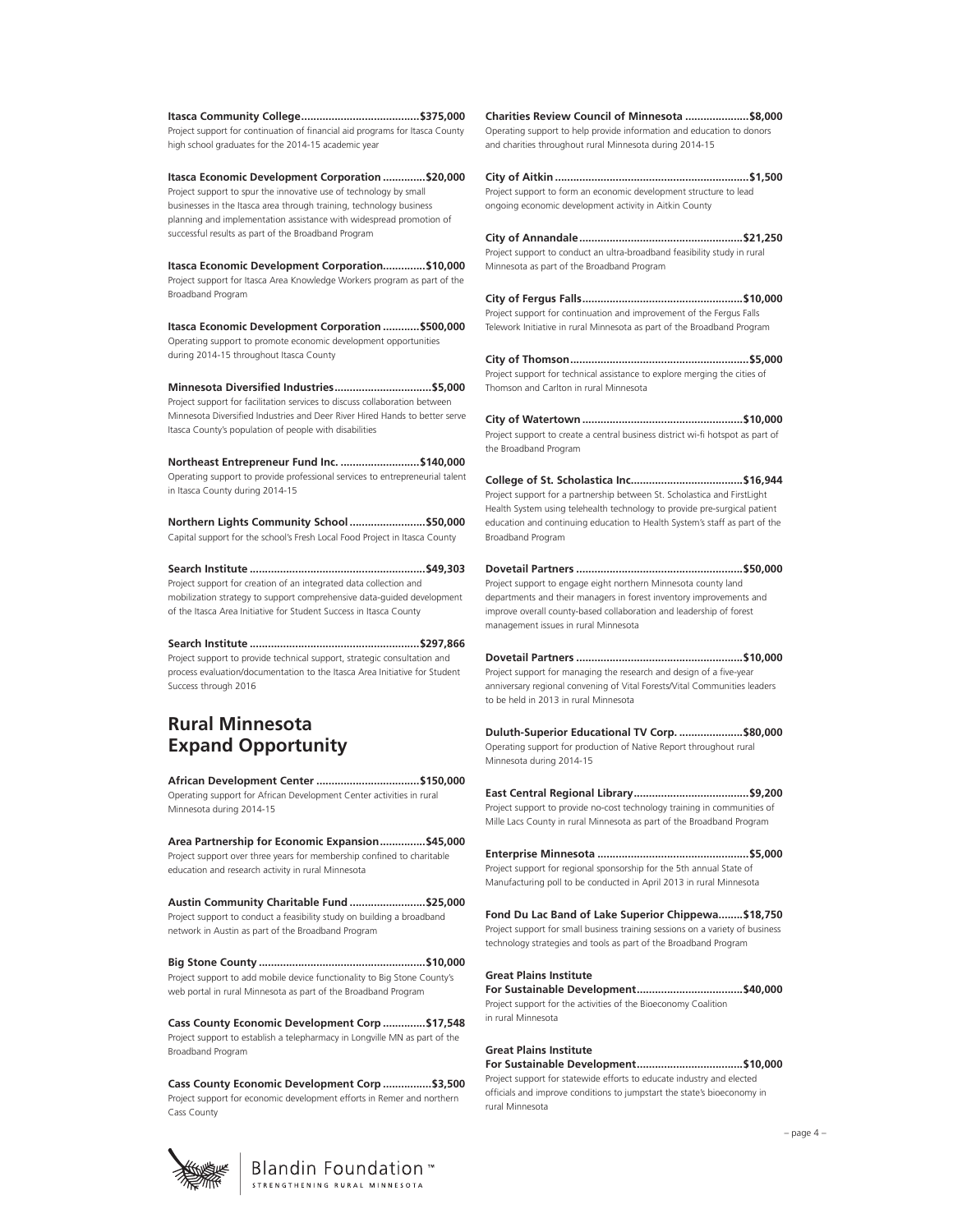**Itasca Community College......................................$375,000**
Project support for continuation of financial aid programs for Itasca County high school graduates for the 2014-15 academic year

**Itasca Economic Development Corporation .............$20,000**
Project support to spur the innovative use of technology by small businesses in the Itasca area through training, technology business planning and implementation assistance with widespread promotion of successful results as part of the Broadband Program

**Itasca Economic Development Corporation..............$10,000**
Project support for Itasca Area Knowledge Workers program as part of the Broadband Program

**Itasca Economic Development Corporation ............$500,000**
Operating support to promote economic development opportunities during 2014-15 throughout Itasca County

**Minnesota Diversified Industries................................$5,000**
Project support for facilitation services to discuss collaboration between Minnesota Diversified Industries and Deer River Hired Hands to better serve Itasca County's population of people with disabilities

**Northeast Entrepreneur Fund Inc. ..........................$140,000**
Operating support to provide professional services to entrepreneurial talent in Itasca County during 2014-15

**Northern Lights Community School .........................$50,000**
Capital support for the school's Fresh Local Food Project in Itasca County

**Search Institute .........................................................$49,303**
Project support for creation of an integrated data collection and mobilization strategy to support comprehensive data-guided development of the Itasca Area Initiative for Student Success in Itasca County

**Search Institute .......................................................$297,866**
Project support to provide technical support, strategic consultation and process evaluation/documentation to the Itasca Area Initiative for Student Success through 2016

## Rural Minnesota Expand Opportunity

**African Development Center .................................$150,000**
Operating support for African Development Center activities in rural Minnesota during 2014-15

**Area Partnership for Economic Expansion...............$45,000**
Project support over three years for membership confined to charitable education and research activity in rural Minnesota

**Austin Community Charitable Fund .........................$25,000**
Project support to conduct a feasibility study on building a broadband network in Austin as part of the Broadband Program

**Big Stone County ......................................................$10,000**
Project support to add mobile device functionality to Big Stone County's web portal in rural Minnesota as part of the Broadband Program

**Cass County Economic Development Corp ..............$17,548**
Project support to establish a telepharmacy in Longville MN as part of the Broadband Program

**Cass County Economic Development Corp ................$3,500**
Project support for economic development efforts in Remer and northern Cass County

**Charities Review Council of Minnesota ....................$8,000**
Operating support to help provide information and education to donors and charities throughout rural Minnesota during 2014-15

**City of Aitkin ...............................................................$1,500**
Project support to form an economic development structure to lead ongoing economic development activity in Aitkin County

**City of Annandale .....................................................$21,250**
Project support to conduct an ultra-broadband feasibility study in rural Minnesota as part of the Broadband Program

**City of Fergus Falls....................................................$10,000**
Project support for continuation and improvement of the Fergus Falls Telework Initiative in rural Minnesota as part of the Broadband Program

**City of Thomson..........................................................$5,000**
Project support for technical assistance to explore merging the cities of Thomson and Carlton in rural Minnesota

**City of Watertown ....................................................$10,000**
Project support to create a central business district wi-fi hotspot as part of the Broadband Program

**College of St. Scholastica Inc.....................................$16,944**
Project support for a partnership between St. Scholastica and FirstLight Health System using telehealth technology to provide pre-surgical patient education and continuing education to Health System's staff as part of the Broadband Program

**Dovetail Partners ......................................................$50,000**
Project support to engage eight northern Minnesota county land departments and their managers in forest inventory improvements and improve overall county-based collaboration and leadership of forest management issues in rural Minnesota

**Dovetail Partners ......................................................$10,000**
Project support for managing the research and design of a five-year anniversary regional convening of Vital Forests/Vital Communities leaders to be held in 2013 in rural Minnesota

**Duluth-Superior Educational TV Corp. .....................$80,000**
Operating support for production of Native Report throughout rural Minnesota during 2014-15

**East Central Regional Library.....................................$9,200**
Project support to provide no-cost technology training in communities of Mille Lacs County in rural Minnesota as part of the Broadband Program

**Enterprise Minnesota .................................................$5,000**
Project support for regional sponsorship for the 5th annual State of Manufacturing poll to be conducted in April 2013 in rural Minnesota

**Fond Du Lac Band of Lake Superior Chippewa........$18,750**
Project support for small business training sessions on a variety of business technology strategies and tools as part of the Broadband Program

**Great Plains Institute For Sustainable Development..................................$40,000**
Project support for the activities of the Bioeconomy Coalition in rural Minnesota

**Great Plains Institute For Sustainable Development..................................$10,000**
Project support for statewide efforts to educate industry and elected officials and improve conditions to jumpstart the state's bioeconomy in rural Minnesota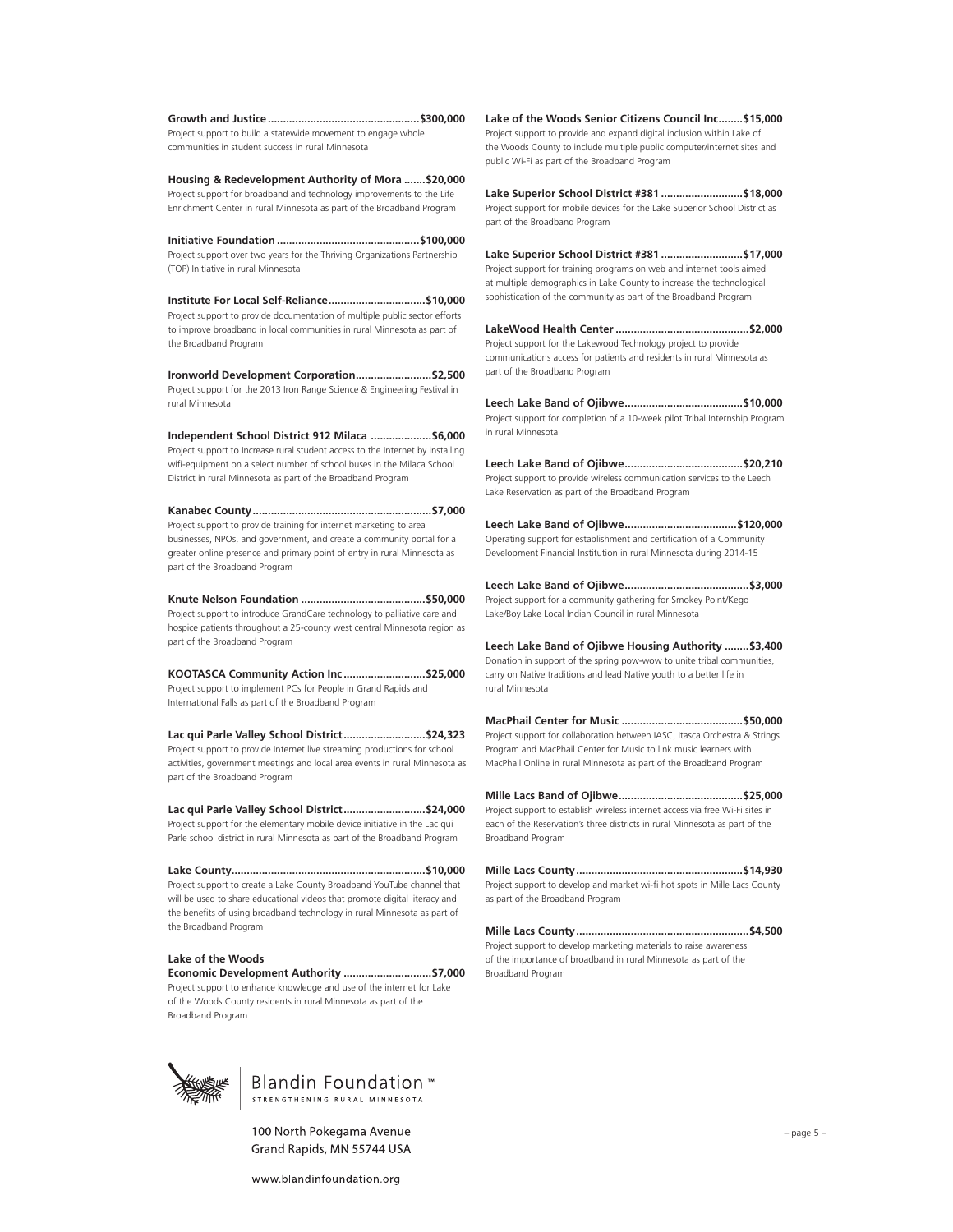**Growth and Justice .................................................$300,000**
Project support to build a statewide movement to engage whole communities in student success in rural Minnesota

**Housing & Redevelopment Authority of Mora .......$20,000**
Project support for broadband and technology improvements to the Life Enrichment Center in rural Minnesota as part of the Broadband Program

**Initiative Foundation ..............................................$100,000**
Project support over two years for the Thriving Organizations Partnership (TOP) Initiative in rural Minnesota

**Institute For Local Self-Reliance................................$10,000**
Project support to provide documentation of multiple public sector efforts to improve broadband in local communities in rural Minnesota as part of the Broadband Program

**Ironworld Development Corporation.........................$2,500**
Project support for the 2013 Iron Range Science & Engineering Festival in rural Minnesota

**Independent School District 912 Milaca ....................$6,000**
Project support to Increase rural student access to the Internet by installing wifi-equipment on a select number of school buses in the Milaca School District in rural Minnesota as part of the Broadband Program

**Kanabec County..........................................................$7,000**
Project support to provide training for internet marketing to area businesses, NPOs, and government, and create a community portal for a greater online presence and primary point of entry in rural Minnesota as part of the Broadband Program

**Knute Nelson Foundation ........................................$50,000**
Project support to introduce GrandCare technology to palliative care and hospice patients throughout a 25-county west central Minnesota region as part of the Broadband Program

**KOOTASCA Community Action Inc...........................$25,000**
Project support to implement PCs for People in Grand Rapids and International Falls as part of the Broadband Program

**Lac qui Parle Valley School District...........................$24,323**
Project support to provide Internet live streaming productions for school activities, government meetings and local area events in rural Minnesota as part of the Broadband Program

**Lac qui Parle Valley School District...........................$24,000**
Project support for the elementary mobile device initiative in the Lac qui Parle school district in rural Minnesota as part of the Broadband Program

**Lake County...............................................................$10,000**
Project support to create a Lake County Broadband YouTube channel that will be used to share educational videos that promote digital literacy and the benefits of using broadband technology in rural Minnesota as part of the Broadband Program

**Lake of the Woods Economic Development Authority ............................$7,000**
Project support to enhance knowledge and use of the internet for Lake of the Woods County residents in rural Minnesota as part of the Broadband Program

**Lake of the Woods Senior Citizens Council Inc........$15,000**
Project support to provide and expand digital inclusion within Lake of the Woods County to include multiple public computer/internet sites and public Wi-Fi as part of the Broadband Program

**Lake Superior School District #381 ...........................$18,000**
Project support for mobile devices for the Lake Superior School District as part of the Broadband Program

**Lake Superior School District #381 ...........................$17,000**
Project support for training programs on web and internet tools aimed at multiple demographics in Lake County to increase the technological sophistication of the community as part of the Broadband Program

**LakeWood Health Center ............................................$2,000**
Project support for the Lakewood Technology project to provide communications access for patients and residents in rural Minnesota as part of the Broadband Program

**Leech Lake Band of Ojibwe.......................................$10,000**
Project support for completion of a 10-week pilot Tribal Internship Program in rural Minnesota

**Leech Lake Band of Ojibwe.......................................$20,210**
Project support to provide wireless communication services to the Leech Lake Reservation as part of the Broadband Program

**Leech Lake Band of Ojibwe.....................................$120,000**
Operating support for establishment and certification of a Community Development Financial Institution in rural Minnesota during 2014-15

**Leech Lake Band of Ojibwe.........................................$3,000**
Project support for a community gathering for Smokey Point/Kego Lake/Boy Lake Local Indian Council in rural Minnesota

**Leech Lake Band of Ojibwe Housing Authority ........$3,400**
Donation in support of the spring pow-wow to unite tribal communities, carry on Native traditions and lead Native youth to a better life in rural Minnesota

**MacPhail Center for Music ........................................$50,000**
Project support for collaboration between IASC, Itasca Orchestra & Strings Program and MacPhail Center for Music to link music learners with MacPhail Online in rural Minnesota as part of the Broadband Program

**Mille Lacs Band of Ojibwe.........................................$25,000**
Project support to establish wireless internet access via free Wi-Fi sites in each of the Reservation's three districts in rural Minnesota as part of the Broadband Program

**Mille Lacs County......................................................$14,930**
Project support to develop and market wi-fi hot spots in Mille Lacs County as part of the Broadband Program

**Mille Lacs County........................................................$4,500**
Project support to develop marketing materials to raise awareness of the importance of broadband in rural Minnesota as part of the Broadband Program

Blandin Foundation™
STRENGTHENING RURAL MINNESOTA

100 North Pokegama Avenue
Grand Rapids, MN 55744 USA

www.blandinfoundation.org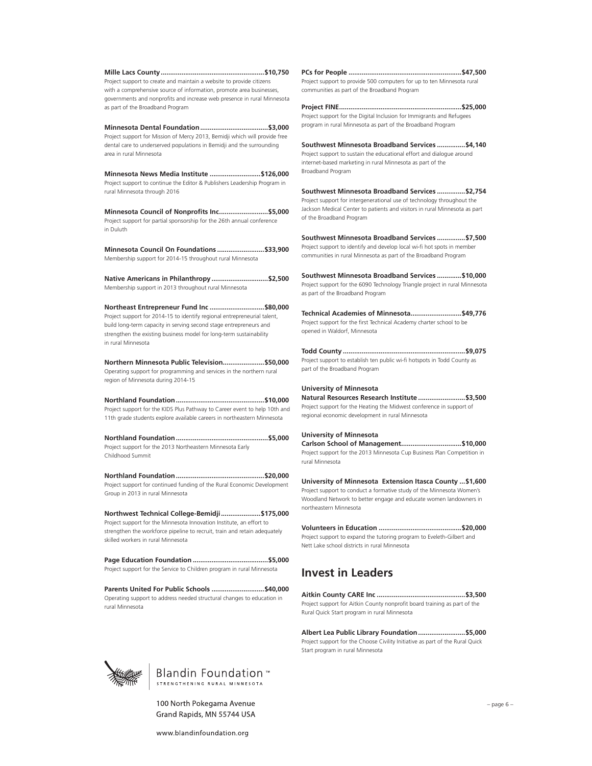**Mille Lacs County ......................................................$10,750**
Project support to create and maintain a website to provide citizens with a comprehensive source of information, promote area businesses, governments and nonprofits and increase web presence in rural Minnesota as part of the Broadband Program

**Minnesota Dental Foundation....................................$3,000**
Project support for Mission of Mercy 2013, Bemidji which will provide free dental care to underserved populations in Bemidji and the surrounding area in rural Minnesota

**Minnesota News Media Institute ...........................$126,000**
Project support to continue the Editor & Publishers Leadership Program in rural Minnesota through 2016

**Minnesota Council of Nonprofits Inc..........................$5,000**
Project support for partial sponsorship for the 26th annual conference in Duluth

**Minnesota Council On Foundations .........................$33,900**
Membership support for 2014-15 throughout rural Minnesota

**Native Americans in Philanthropy ..............................$2,500**
Membership support in 2013 throughout rural Minnesota

**Northeast Entrepreneur Fund Inc .............................$80,000**
Project support for 2014-15 to identify regional entrepreneurial talent, build long-term capacity in serving second stage entrepreneurs and strengthen the existing business model for long-term sustainability in rural Minnesota

**Northern Minnesota Public Television......................$50,000**
Operating support for programming and services in the northern rural region of Minnesota during 2014-15

**Northland Foundation..............................................$10,000**
Project support for the KIDS Plus Pathway to Career event to help 10th and 11th grade students explore available careers in northeastern Minnesota

**Northland Foundation................................................$5,000**
Project support for the 2013 Northeastern Minnesota Early Childhood Summit

**Northland Foundation..............................................$20,000**
Project support for continued funding of the Rural Economic Development Group in 2013 in rural Minnesota

**Northwest Technical College-Bemidji .....................$175,000**
Project support for the Minnesota Innovation Institute, an effort to strengthen the workforce pipeline to recruit, train and retain adequately skilled workers in rural Minnesota

**Page Education Foundation ........................................$5,000**
Project support for the Service to Children program in rural Minnesota

**Parents United For Public Schools ............................$40,000**
Operating support to address needed structural changes to education in rural Minnesota

**PCs for People ...........................................................$47,500**
Project support to provide 500 computers for up to ten Minnesota rural communities as part of the Broadband Program

**Project FINE................................................................$25,000**
Project support for the Digital Inclusion for Immigrants and Refugees program in rural Minnesota as part of the Broadband Program

**Southwest Minnesota Broadband Services ...............$4,140**
Project support to sustain the educational effort and dialogue around internet-based marketing in rural Minnesota as part of the Broadband Program

**Southwest Minnesota Broadband Services ...............$2,754**
Project support for intergenerational use of technology throughout the Jackson Medical Center to patients and visitors in rural Minnesota as part of the Broadband Program

**Southwest Minnesota Broadband Services ...............$7,500**
Project support to identify and develop local wi-fi hot spots in member communities in rural Minnesota as part of the Broadband Program

**Southwest Minnesota Broadband Services .............$10,000**
Project support for the 6090 Technology Triangle project in rural Minnesota as part of the Broadband Program

**Technical Academies of Minnesota...........................$49,776**
Project support for the first Technical Academy charter school to be opened in Waldorf, Minnesota

**Todd County ................................................................$9,075**
Project support to establish ten public wi-fi hotspots in Todd County as part of the Broadband Program

**University of Minnesota**
**Natural Resources Research Institute .........................$3,500**
Project support for the Heating the Midwest conference in support of regional economic development in rural Minnesota

**University of Minnesota**
**Carlson School of Management................................$10,000**
Project support for the 2013 Minnesota Cup Business Plan Competition in rural Minnesota

**University of Minnesota Extension Itasca County ...$1,600**
Project support to conduct a formative study of the Minnesota Women's Woodland Network to better engage and educate women landowners in northeastern Minnesota

**Volunteers in Education ...........................................$20,000**
Project support to expand the tutoring program to Eveleth-Gilbert and Nett Lake school districts in rural Minnesota

## Invest in Leaders

**Aitkin County CARE Inc ..............................................$3,500**
Project support for Aitkin County nonprofit board training as part of the Rural Quick Start program in rural Minnesota

**Albert Lea Public Library Foundation.........................$5,000**
Project support for the Choose Civility Initiative as part of the Rural Quick Start program in rural Minnesota

Blandin Foundation™
STRENGTHENING RURAL MINNESOTA

100 North Pokegama Avenue
Grand Rapids, MN 55744 USA

www.blandinfoundation.org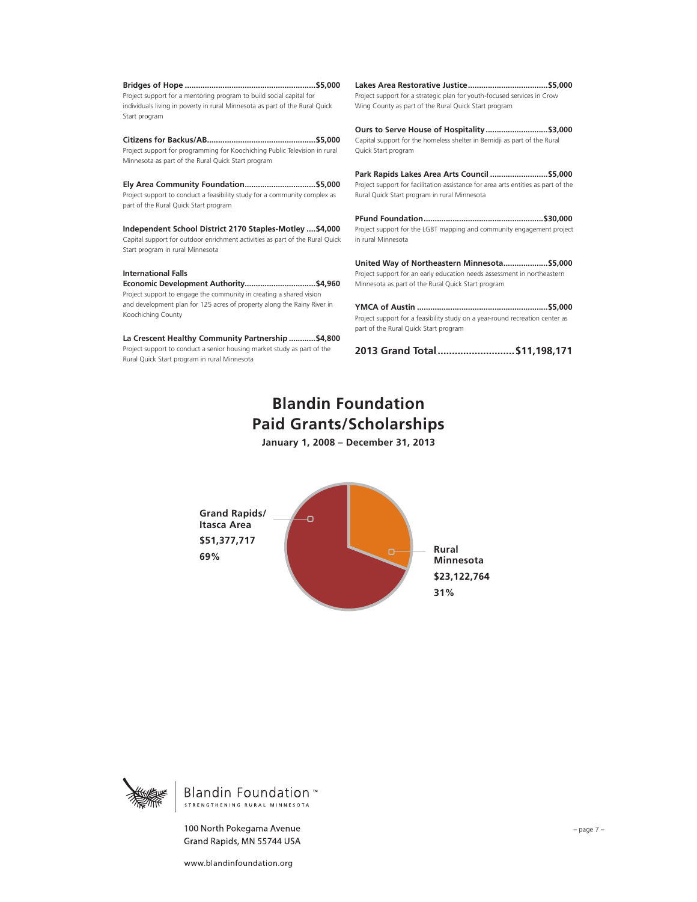**Bridges of Hope ..........................................................$5,000**
Project support for a mentoring program to build social capital for individuals living in poverty in rural Minnesota as part of the Rural Quick Start program

**Citizens for Backus/AB................................................$5,000**
Project support for programming for Koochiching Public Television in rural Minnesota as part of the Rural Quick Start program

**Ely Area Community Foundation................................$5,000**
Project support to conduct a feasibility study for a community complex as part of the Rural Quick Start program

**Independent School District 2170 Staples-Motley ....$4,000**
Capital support for outdoor enrichment activities as part of the Rural Quick Start program in rural Minnesota

**International Falls Economic Development Authority................................$4,960**
Project support to engage the community in creating a shared vision and development plan for 125 acres of property along the Rainy River in Koochiching County

**La Crescent Healthy Community Partnership ............$4,800**
Project support to conduct a senior housing market study as part of the Rural Quick Start program in rural Minnesota

**Lakes Area Restorative Justice...................................$5,000**
Project support for a strategic plan for youth-focused services in Crow Wing County as part of the Rural Quick Start program

**Ours to Serve House of Hospitality............................$3,000**
Capital support for the homeless shelter in Bemidji as part of the Rural Quick Start program

**Park Rapids Lakes Area Arts Council ..........................$5,000**
Project support for facilitation assistance for area arts entities as part of the Rural Quick Start program in rural Minnesota

**PFund Foundation.....................................................$30,000**
Project support for the LGBT mapping and community engagement project in rural Minnesota

**United Way of Northeastern Minnesota....................$5,000**
Project support for an early education needs assessment in northeastern Minnesota as part of the Rural Quick Start program

**YMCA of Austin ..........................................................$5,000**
Project support for a feasibility study on a year-round recreation center as part of the Rural Quick Start program

**2013 Grand Total...........................$11,198,171**

## Blandin Foundation Paid Grants/Scholarships

**January 1, 2008 – December 31, 2013**

Grand Rapids/ Itasca Area
$51,377,717
69%

Rural Minnesota
$23,122,764
31%

Blandin Foundation™
STRENGTHENING RURAL MINNESOTA

100 North Pokegama Avenue
Grand Rapids, MN 55744 USA

www.blandinfoundation.org